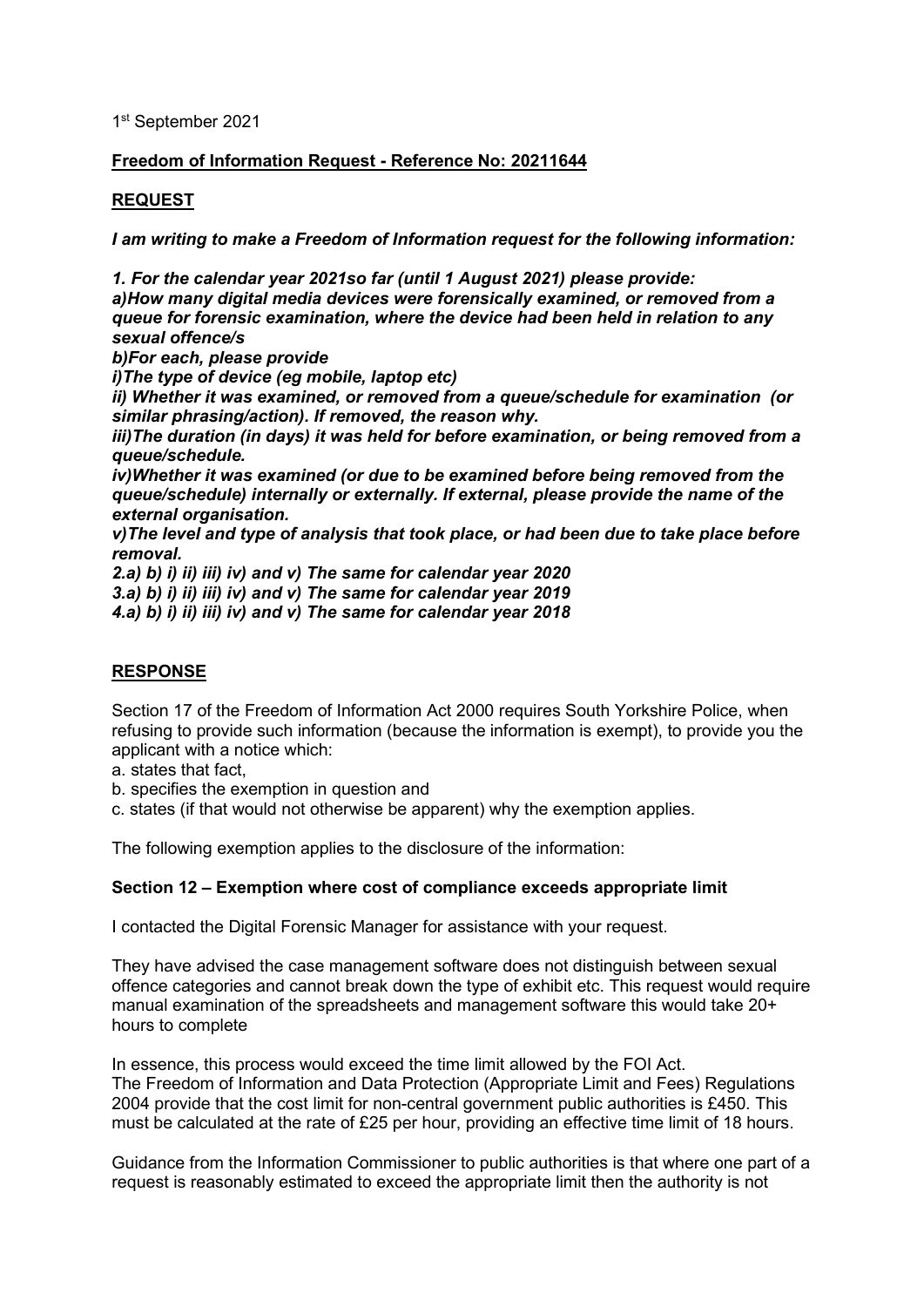1st September 2021

**Freedom of Information Request - Reference No: 20211644**

**REQUEST**

***I am writing to make a Freedom of Information request for the following information:***

***1. For the calendar year 2021so far (until 1 August 2021) please provide:***
***a)How many digital media devices were forensically examined, or removed from a queue for forensic examination, where the device had been held in relation to any sexual offence/s***
***b)For each, please provide***
***i)The type of device (eg mobile, laptop etc)***
***ii) Whether it was examined, or removed from a queue/schedule for examination (or similar phrasing/action). If removed, the reason why.***
***iii)The duration (in days) it was held for before examination, or being removed from a queue/schedule.***
***iv)Whether it was examined (or due to be examined before being removed from the queue/schedule) internally or externally. If external, please provide the name of the external organisation.***
***v)The level and type of analysis that took place, or had been due to take place before removal.***
***2.a) b) i) ii) iii) iv) and v) The same for calendar year 2020***
***3.a) b) i) ii) iii) iv) and v) The same for calendar year 2019***
***4.a) b) i) ii) iii) iv) and v) The same for calendar year 2018***

**RESPONSE**

Section 17 of the Freedom of Information Act 2000 requires South Yorkshire Police, when refusing to provide such information (because the information is exempt), to provide you the applicant with a notice which:

a. states that fact,
b. specifies the exemption in question and
c. states (if that would not otherwise be apparent) why the exemption applies.

The following exemption applies to the disclosure of the information:

**Section 12 – Exemption where cost of compliance exceeds appropriate limit**

I contacted the Digital Forensic Manager for assistance with your request.

They have advised the case management software does not distinguish between sexual offence categories and cannot break down the type of exhibit etc. This request would require manual examination of the spreadsheets and management software this would take 20+ hours to complete

In essence, this process would exceed the time limit allowed by the FOI Act.
The Freedom of Information and Data Protection (Appropriate Limit and Fees) Regulations 2004 provide that the cost limit for non-central government public authorities is £450. This must be calculated at the rate of £25 per hour, providing an effective time limit of 18 hours.

Guidance from the Information Commissioner to public authorities is that where one part of a request is reasonably estimated to exceed the appropriate limit then the authority is not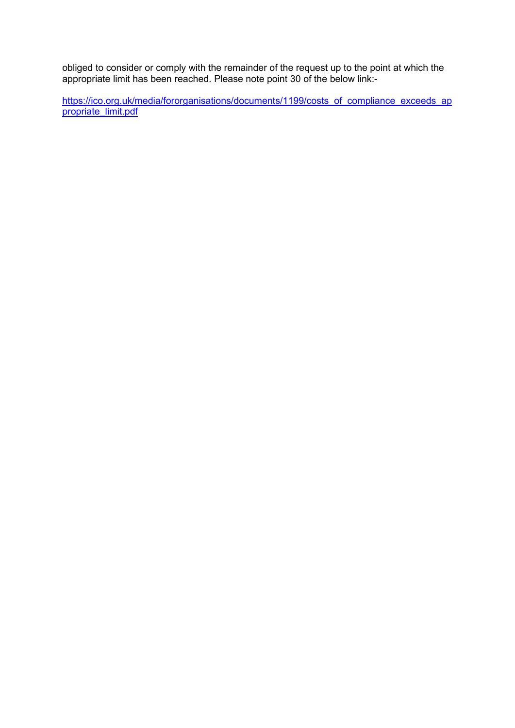obliged to consider or comply with the remainder of the request up to the point at which the appropriate limit has been reached. Please note point 30 of the below link:-

[https://ico.org.uk/media/fororganisations/documents/1199/costs_of_compliance_exceeds_appropriate_limit.pdf](https://ico.org.uk/media/fororganisations/documents/1199/costs_of_compliance_exceeds_appropriate_limit.pdf)